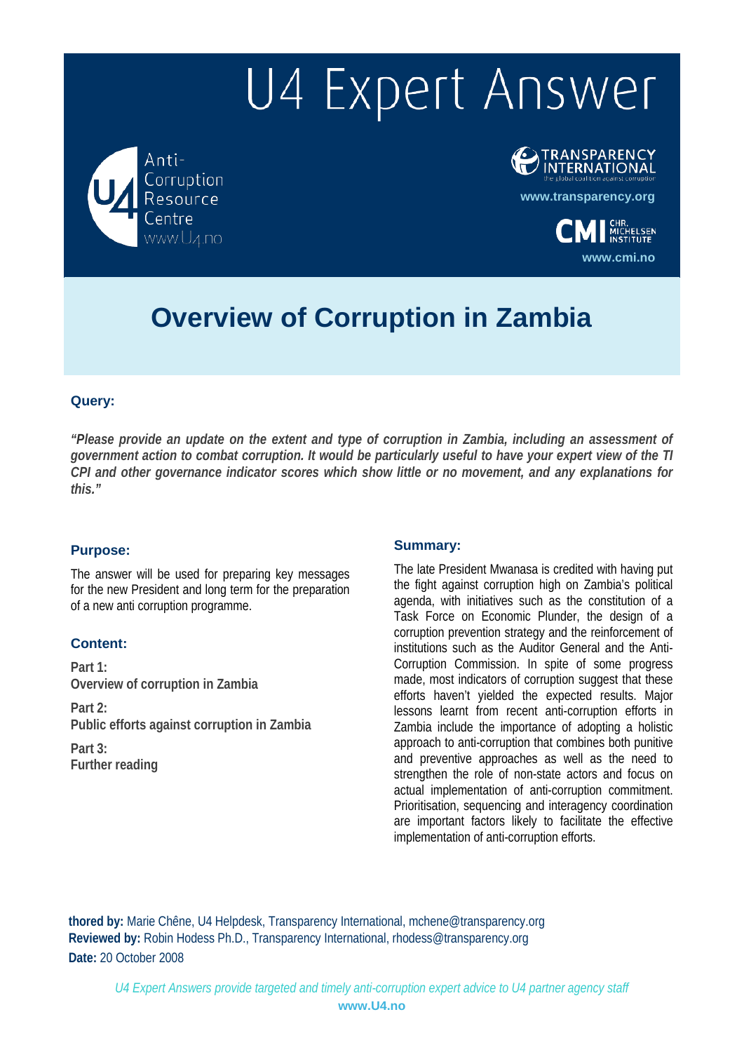# U4 Expert Answer

Anti-Corruption Resource Centre
www.U4.no

TRANSPARENCY INTERNATIONAL
the global coalition against corruption
www.transparency.org

CMI CHR. MICHELSEN INSTITUTE
www.cmi.no

# Overview of Corruption in Zambia

### Query:

***"Please provide an update on the extent and type of corruption in Zambia, including an assessment of government action to combat corruption. It would be particularly useful to have your expert view of the TI CPI and other governance indicator scores which show little or no movement, and any explanations for this."***

### Purpose:

The answer will be used for preparing key messages for the new President and long term for the preparation of a new anti corruption programme.

### Content:

**Part 1:**
**Overview of corruption in Zambia**

**Part 2:**
**Public efforts against corruption in Zambia**

**Part 3:**
**Further reading**

### Summary:

The late President Mwanasa is credited with having put the fight against corruption high on Zambia's political agenda, with initiatives such as the constitution of a Task Force on Economic Plunder, the design of a corruption prevention strategy and the reinforcement of institutions such as the Auditor General and the Anti-Corruption Commission. In spite of some progress made, most indicators of corruption suggest that these efforts haven't yielded the expected results. Major lessons learnt from recent anti-corruption efforts in Zambia include the importance of adopting a holistic approach to anti-corruption that combines both punitive and preventive approaches as well as the need to strengthen the role of non-state actors and focus on actual implementation of anti-corruption commitment. Prioritisation, sequencing and interagency coordination are important factors likely to facilitate the effective implementation of anti-corruption efforts.

**thored by:** Marie Chêne, U4 Helpdesk, Transparency International, mchene@transparency.org
**Reviewed by:** Robin Hodess Ph.D., Transparency International, rhodess@transparency.org
**Date:** 20 October 2008

*U4 Expert Answers provide targeted and timely anti-corruption expert advice to U4 partner agency staff*
**www.U4.no**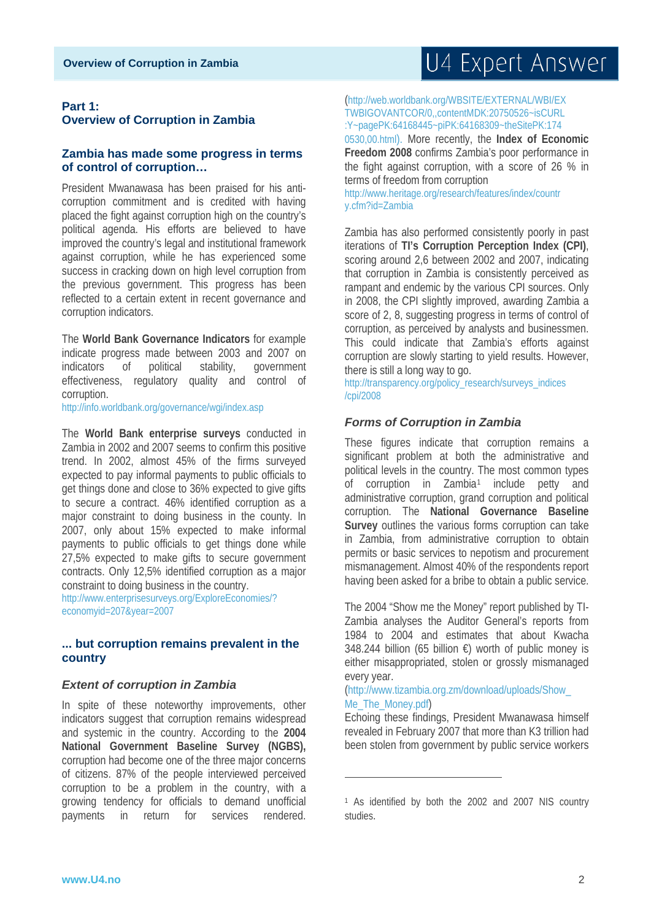## Part 1: Overview of Corruption in Zambia

### Zambia has made some progress in terms of control of corruption…

President Mwanawasa has been praised for his anti-corruption commitment and is credited with having placed the fight against corruption high on the country's political agenda. His efforts are believed to have improved the country's legal and institutional framework against corruption, while he has experienced some success in cracking down on high level corruption from the previous government. This progress has been reflected to a certain extent in recent governance and corruption indicators.

The **World Bank Governance Indicators** for example indicate progress made between 2003 and 2007 on indicators of political stability, government effectiveness, regulatory quality and control of corruption.
http://info.worldbank.org/governance/wgi/index.asp

The **World Bank enterprise surveys** conducted in Zambia in 2002 and 2007 seems to confirm this positive trend. In 2002, almost 45% of the firms surveyed expected to pay informal payments to public officials to get things done and close to 36% expected to give gifts to secure a contract. 46% identified corruption as a major constraint to doing business in the county. In 2007, only about 15% expected to make informal payments to public officials to get things done while 27,5% expected to make gifts to secure government contracts. Only 12,5% identified corruption as a major constraint to doing business in the country.
http://www.enterprisesurveys.org/ExploreEconomies/?economyid=207&year=2007

### ... but corruption remains prevalent in the country

#### *Extent of corruption in Zambia*

In spite of these noteworthy improvements, other indicators suggest that corruption remains widespread and systemic in the country. According to the **2004 National Government Baseline Survey (NGBS),** corruption had become one of the three major concerns of citizens. 87% of the people interviewed perceived corruption to be a problem in the country, with a growing tendency for officials to demand unofficial payments in return for services rendered. (http://web.worldbank.org/WBSITE/EXTERNAL/WBI/EXTWBIGOVANTCOR/0,,contentMDK:20750526~isCURL:Y~pagePK:64168445~piPK:64168309~theSitePK:1740530,00.html). More recently, the **Index of Economic Freedom 2008** confirms Zambia's poor performance in the fight against corruption, with a score of 26 % in terms of freedom from corruption
http://www.heritage.org/research/features/index/country.cfm?id=Zambia

Zambia has also performed consistently poorly in past iterations of **TI's Corruption Perception Index (CPI)**, scoring around 2,6 between 2002 and 2007, indicating that corruption in Zambia is consistently perceived as rampant and endemic by the various CPI sources. Only in 2008, the CPI slightly improved, awarding Zambia a score of 2, 8, suggesting progress in terms of control of corruption, as perceived by analysts and businessmen. This could indicate that Zambia's efforts against corruption are slowly starting to yield results. However, there is still a long way to go.
http://transparency.org/policy_research/surveys_indices/cpi/2008

#### *Forms of Corruption in Zambia*

These figures indicate that corruption remains a significant problem at both the administrative and political levels in the country. The most common types of corruption in Zambia[1] include petty and administrative corruption, grand corruption and political corruption. The **National Governance Baseline Survey** outlines the various forms corruption can take in Zambia, from administrative corruption to obtain permits or basic services to nepotism and procurement mismanagement. Almost 40% of the respondents report having been asked for a bribe to obtain a public service.

The 2004 "Show me the Money" report published by TI-Zambia analyses the Auditor General's reports from 1984 to 2004 and estimates that about Kwacha 348.244 billion (65 billion €) worth of public money is either misappropriated, stolen or grossly mismanaged every year.
(http://www.tizambia.org.zm/download/uploads/Show_Me_The_Money.pdf)
Echoing these findings, President Mwanawasa himself revealed in February 2007 that more than K3 trillion had been stolen from government by public service workers

---

[1] As identified by both the 2002 and 2007 NIS country studies.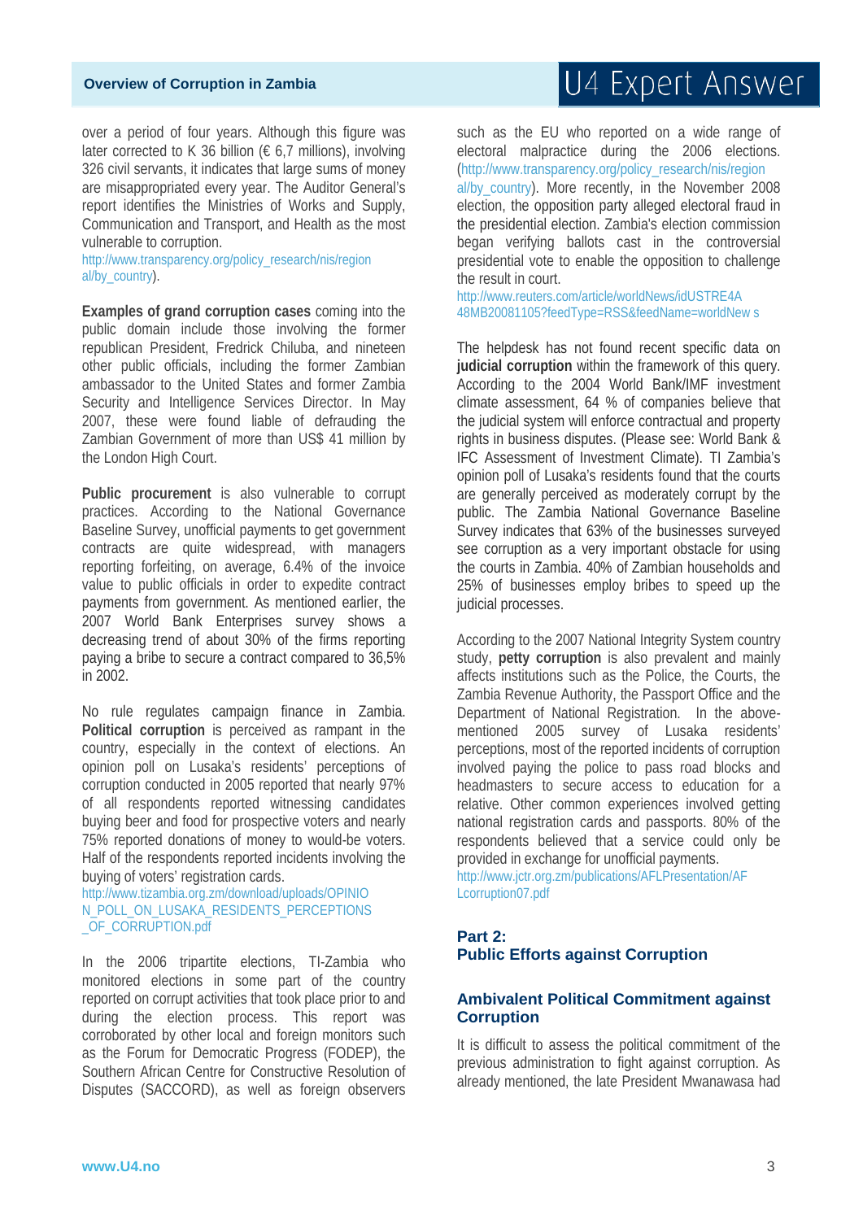over a period of four years. Although this figure was later corrected to K 36 billion (€ 6,7 millions), involving 326 civil servants, it indicates that large sums of money are misappropriated every year. The Auditor General's report identifies the Ministries of Works and Supply, Communication and Transport, and Health as the most vulnerable to corruption.
http://www.transparency.org/policy_research/nis/regional/by_country).

**Examples of grand corruption cases** coming into the public domain include those involving the former republican President, Fredrick Chiluba, and nineteen other public officials, including the former Zambian ambassador to the United States and former Zambia Security and Intelligence Services Director. In May 2007, these were found liable of defrauding the Zambian Government of more than US$ 41 million by the London High Court.

**Public procurement** is also vulnerable to corrupt practices. According to the National Governance Baseline Survey, unofficial payments to get government contracts are quite widespread, with managers reporting forfeiting, on average, 6.4% of the invoice value to public officials in order to expedite contract payments from government. As mentioned earlier, the 2007 World Bank Enterprises survey shows a decreasing trend of about 30% of the firms reporting paying a bribe to secure a contract compared to 36,5% in 2002.

No rule regulates campaign finance in Zambia. **Political corruption** is perceived as rampant in the country, especially in the context of elections. An opinion poll on Lusaka's residents' perceptions of corruption conducted in 2005 reported that nearly 97% of all respondents reported witnessing candidates buying beer and food for prospective voters and nearly 75% reported donations of money to would-be voters. Half of the respondents reported incidents involving the buying of voters' registration cards.
http://www.tizambia.org.zm/download/uploads/OPINION_POLL_ON_LUSAKA_RESIDENTS_PERCEPTIONS_OF_CORRUPTION.pdf

In the 2006 tripartite elections, TI-Zambia who monitored elections in some part of the country reported on corrupt activities that took place prior to and during the election process. This report was corroborated by other local and foreign monitors such as the Forum for Democratic Progress (FODEP), the Southern African Centre for Constructive Resolution of Disputes (SACCORD), as well as foreign observers such as the EU who reported on a wide range of electoral malpractice during the 2006 elections. (http://www.transparency.org/policy_research/nis/regional/by_country). More recently, in the November 2008 election, the opposition party alleged electoral fraud in the presidential election. Zambia's election commission began verifying ballots cast in the controversial presidential vote to enable the opposition to challenge the result in court.
http://www.reuters.com/article/worldNews/idUSTRE4A48MB20081105?feedType=RSS&feedName=worldNews

The helpdesk has not found recent specific data on **judicial corruption** within the framework of this query. According to the 2004 World Bank/IMF investment climate assessment, 64 % of companies believe that the judicial system will enforce contractual and property rights in business disputes. (Please see: World Bank & IFC Assessment of Investment Climate). TI Zambia's opinion poll of Lusaka's residents found that the courts are generally perceived as moderately corrupt by the public. The Zambia National Governance Baseline Survey indicates that 63% of the businesses surveyed see corruption as a very important obstacle for using the courts in Zambia. 40% of Zambian households and 25% of businesses employ bribes to speed up the judicial processes.

According to the 2007 National Integrity System country study, **petty corruption** is also prevalent and mainly affects institutions such as the Police, the Courts, the Zambia Revenue Authority, the Passport Office and the Department of National Registration. In the above-mentioned 2005 survey of Lusaka residents' perceptions, most of the reported incidents of corruption involved paying the police to pass road blocks and headmasters to secure access to education for a relative. Other common experiences involved getting national registration cards and passports. 80% of the respondents believed that a service could only be provided in exchange for unofficial payments.
http://www.jctr.org.zm/publications/AFLPresentation/AFLcorruption07.pdf

## Part 2: Public Efforts against Corruption

### Ambivalent Political Commitment against Corruption

It is difficult to assess the political commitment of the previous administration to fight against corruption. As already mentioned, the late President Mwanawasa had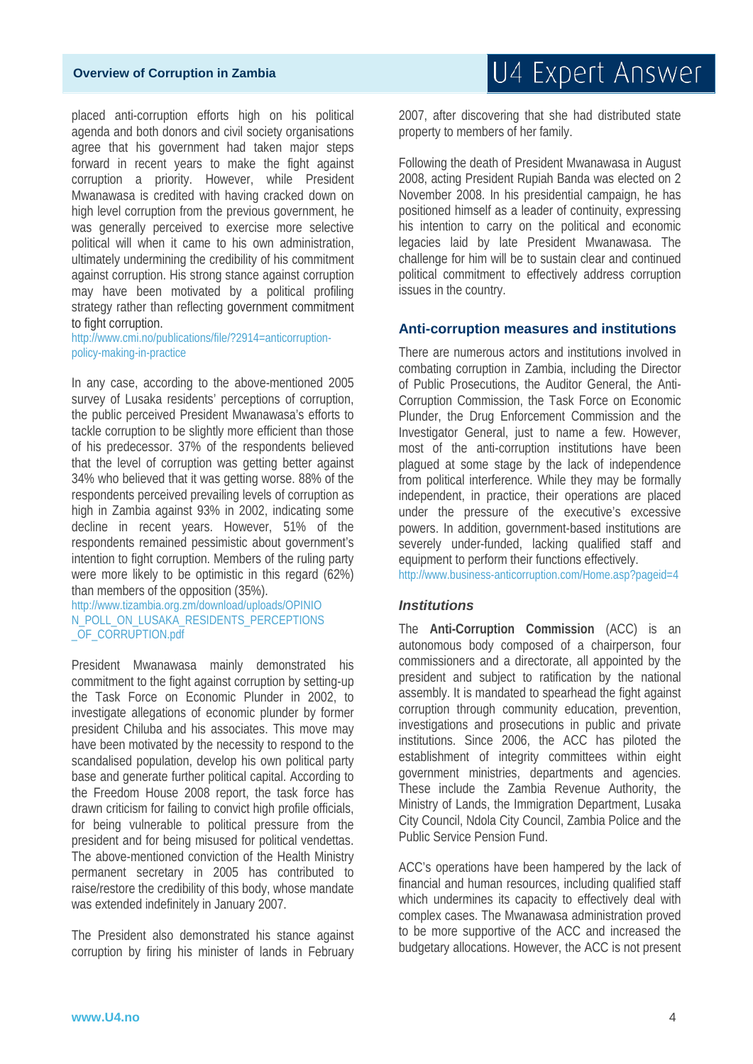placed anti-corruption efforts high on his political agenda and both donors and civil society organisations agree that his government had taken major steps forward in recent years to make the fight against corruption a priority. However, while President Mwanawasa is credited with having cracked down on high level corruption from the previous government, he was generally perceived to exercise more selective political will when it came to his own administration, ultimately undermining the credibility of his commitment against corruption. His strong stance against corruption may have been motivated by a political profiling strategy rather than reflecting government commitment to fight corruption.
http://www.cmi.no/publications/file/?2914=anticorruption-policy-making-in-practice

In any case, according to the above-mentioned 2005 survey of Lusaka residents' perceptions of corruption, the public perceived President Mwanawasa's efforts to tackle corruption to be slightly more efficient than those of his predecessor. 37% of the respondents believed that the level of corruption was getting better against 34% who believed that it was getting worse. 88% of the respondents perceived prevailing levels of corruption as high in Zambia against 93% in 2002, indicating some decline in recent years. However, 51% of the respondents remained pessimistic about government's intention to fight corruption. Members of the ruling party were more likely to be optimistic in this regard (62%) than members of the opposition (35%).
http://www.tizambia.org.zm/download/uploads/OPINION_POLL_ON_LUSAKA_RESIDENTS_PERCEPTIONS_OF_CORRUPTION.pdf

President Mwanawasa mainly demonstrated his commitment to the fight against corruption by setting-up the Task Force on Economic Plunder in 2002, to investigate allegations of economic plunder by former president Chiluba and his associates. This move may have been motivated by the necessity to respond to the scandalised population, develop his own political party base and generate further political capital. According to the Freedom House 2008 report, the task force has drawn criticism for failing to convict high profile officials, for being vulnerable to political pressure from the president and for being misused for political vendettas. The above-mentioned conviction of the Health Ministry permanent secretary in 2005 has contributed to raise/restore the credibility of this body, whose mandate was extended indefinitely in January 2007.

The President also demonstrated his stance against corruption by firing his minister of lands in February 2007, after discovering that she had distributed state property to members of her family.

Following the death of President Mwanawasa in August 2008, acting President Rupiah Banda was elected on 2 November 2008. In his presidential campaign, he has positioned himself as a leader of continuity, expressing his intention to carry on the political and economic legacies laid by late President Mwanawasa. The challenge for him will be to sustain clear and continued political commitment to effectively address corruption issues in the country.

## Anti-corruption measures and institutions

There are numerous actors and institutions involved in combating corruption in Zambia, including the Director of Public Prosecutions, the Auditor General, the Anti-Corruption Commission, the Task Force on Economic Plunder, the Drug Enforcement Commission and the Investigator General, just to name a few. However, most of the anti-corruption institutions have been plagued at some stage by the lack of independence from political interference. While they may be formally independent, in practice, their operations are placed under the pressure of the executive's excessive powers. In addition, government-based institutions are severely under-funded, lacking qualified staff and equipment to perform their functions effectively.
http://www.business-anticorruption.com/Home.asp?pageid=4

### *Institutions*

The **Anti-Corruption Commission** (ACC) is an autonomous body composed of a chairperson, four commissioners and a directorate, all appointed by the president and subject to ratification by the national assembly. It is mandated to spearhead the fight against corruption through community education, prevention, investigations and prosecutions in public and private institutions. Since 2006, the ACC has piloted the establishment of integrity committees within eight government ministries, departments and agencies. These include the Zambia Revenue Authority, the Ministry of Lands, the Immigration Department, Lusaka City Council, Ndola City Council, Zambia Police and the Public Service Pension Fund.

ACC's operations have been hampered by the lack of financial and human resources, including qualified staff which undermines its capacity to effectively deal with complex cases. The Mwanawasa administration proved to be more supportive of the ACC and increased the budgetary allocations. However, the ACC is not present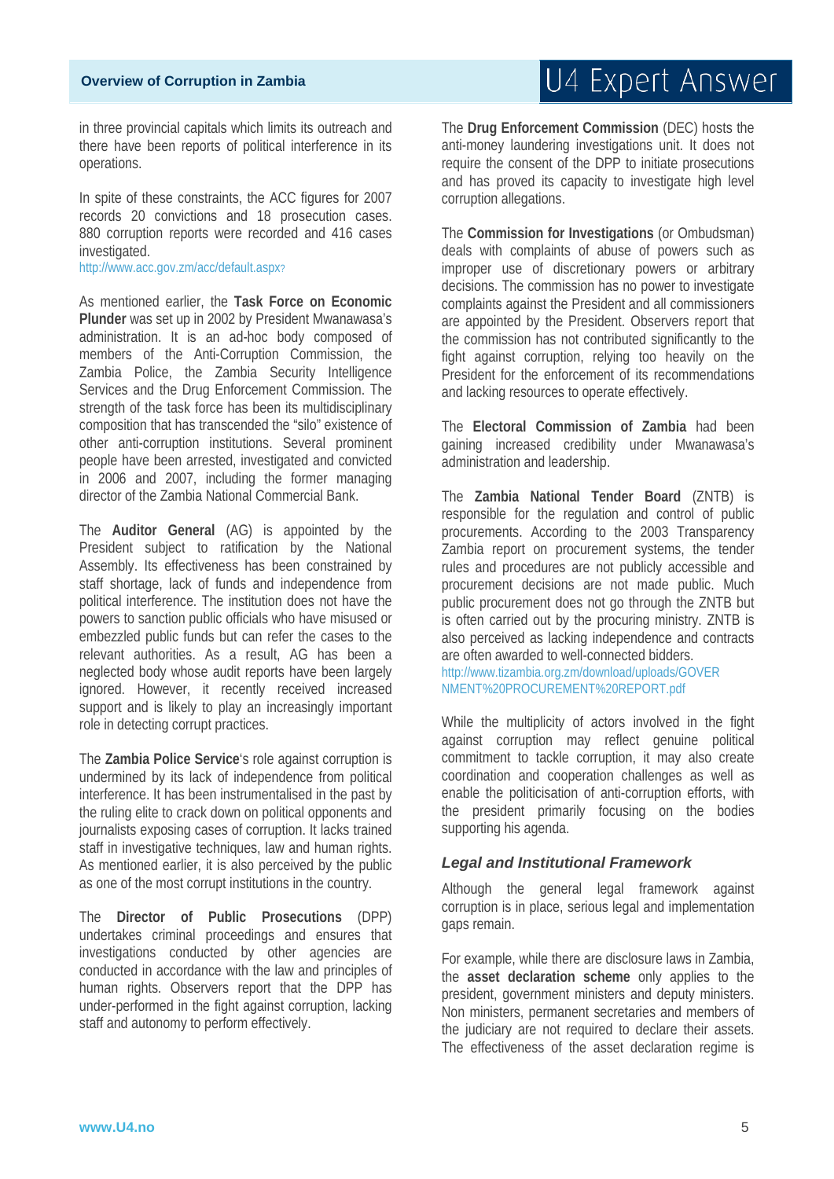in three provincial capitals which limits its outreach and there have been reports of political interference in its operations.

In spite of these constraints, the ACC figures for 2007 records 20 convictions and 18 prosecution cases. 880 corruption reports were recorded and 416 cases investigated.
http://www.acc.gov.zm/acc/default.aspx?

As mentioned earlier, the **Task Force on Economic Plunder** was set up in 2002 by President Mwanawasa's administration. It is an ad-hoc body composed of members of the Anti-Corruption Commission, the Zambia Police, the Zambia Security Intelligence Services and the Drug Enforcement Commission. The strength of the task force has been its multidisciplinary composition that has transcended the "silo" existence of other anti-corruption institutions. Several prominent people have been arrested, investigated and convicted in 2006 and 2007, including the former managing director of the Zambia National Commercial Bank.

The **Auditor General** (AG) is appointed by the President subject to ratification by the National Assembly. Its effectiveness has been constrained by staff shortage, lack of funds and independence from political interference. The institution does not have the powers to sanction public officials who have misused or embezzled public funds but can refer the cases to the relevant authorities. As a result, AG has been a neglected body whose audit reports have been largely ignored. However, it recently received increased support and is likely to play an increasingly important role in detecting corrupt practices.

The **Zambia Police Service**'s role against corruption is undermined by its lack of independence from political interference. It has been instrumentalised in the past by the ruling elite to crack down on political opponents and journalists exposing cases of corruption. It lacks trained staff in investigative techniques, law and human rights. As mentioned earlier, it is also perceived by the public as one of the most corrupt institutions in the country.

The **Director of Public Prosecutions** (DPP) undertakes criminal proceedings and ensures that investigations conducted by other agencies are conducted in accordance with the law and principles of human rights. Observers report that the DPP has under-performed in the fight against corruption, lacking staff and autonomy to perform effectively.

The **Drug Enforcement Commission** (DEC) hosts the anti-money laundering investigations unit. It does not require the consent of the DPP to initiate prosecutions and has proved its capacity to investigate high level corruption allegations.

The **Commission for Investigations** (or Ombudsman) deals with complaints of abuse of powers such as improper use of discretionary powers or arbitrary decisions. The commission has no power to investigate complaints against the President and all commissioners are appointed by the President. Observers report that the commission has not contributed significantly to the fight against corruption, relying too heavily on the President for the enforcement of its recommendations and lacking resources to operate effectively.

The **Electoral Commission of Zambia** had been gaining increased credibility under Mwanawasa's administration and leadership.

The **Zambia National Tender Board** (ZNTB) is responsible for the regulation and control of public procurements. According to the 2003 Transparency Zambia report on procurement systems, the tender rules and procedures are not publicly accessible and procurement decisions are not made public. Much public procurement does not go through the ZNTB but is often carried out by the procuring ministry. ZNTB is also perceived as lacking independence and contracts are often awarded to well-connected bidders.
http://www.tizambia.org.zm/download/uploads/GOVERNMENT%20PROCUREMENT%20REPORT.pdf

While the multiplicity of actors involved in the fight against corruption may reflect genuine political commitment to tackle corruption, it may also create coordination and cooperation challenges as well as enable the politicisation of anti-corruption efforts, with the president primarily focusing on the bodies supporting his agenda.

### *Legal and Institutional Framework*

Although the general legal framework against corruption is in place, serious legal and implementation gaps remain.

For example, while there are disclosure laws in Zambia, the **asset declaration scheme** only applies to the president, government ministers and deputy ministers. Non ministers, permanent secretaries and members of the judiciary are not required to declare their assets. The effectiveness of the asset declaration regime is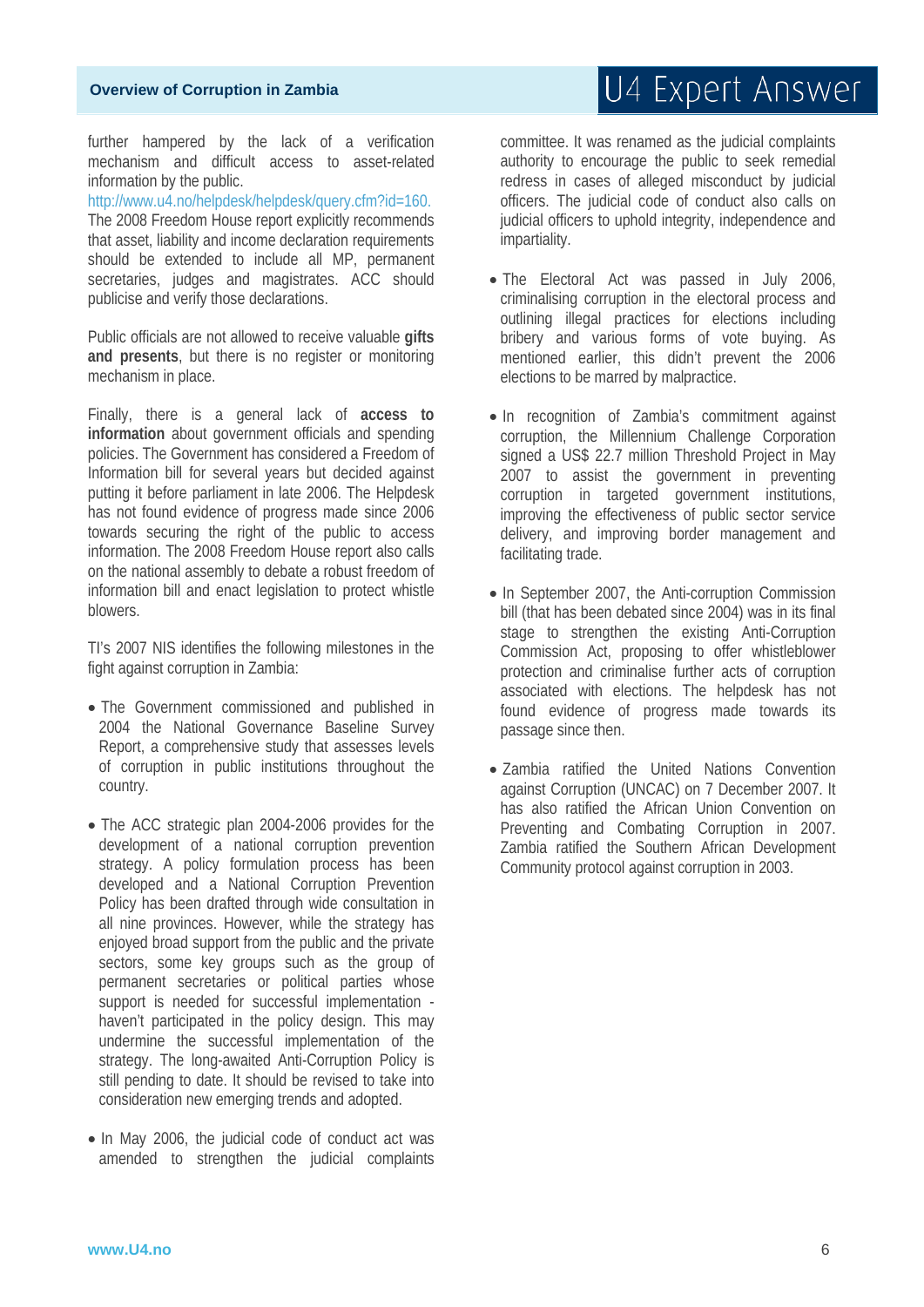further hampered by the lack of a verification mechanism and difficult access to asset-related information by the public.
http://www.u4.no/helpdesk/helpdesk/query.cfm?id=160.
The 2008 Freedom House report explicitly recommends that asset, liability and income declaration requirements should be extended to include all MP, permanent secretaries, judges and magistrates. ACC should publicise and verify those declarations.

Public officials are not allowed to receive valuable **gifts and presents**, but there is no register or monitoring mechanism in place.

Finally, there is a general lack of **access to information** about government officials and spending policies. The Government has considered a Freedom of Information bill for several years but decided against putting it before parliament in late 2006. The Helpdesk has not found evidence of progress made since 2006 towards securing the right of the public to access information. The 2008 Freedom House report also calls on the national assembly to debate a robust freedom of information bill and enact legislation to protect whistle blowers.

TI's 2007 NIS identifies the following milestones in the fight against corruption in Zambia:

- The Government commissioned and published in 2004 the National Governance Baseline Survey Report, a comprehensive study that assesses levels of corruption in public institutions throughout the country.

- The ACC strategic plan 2004-2006 provides for the development of a national corruption prevention strategy. A policy formulation process has been developed and a National Corruption Prevention Policy has been drafted through wide consultation in all nine provinces. However, while the strategy has enjoyed broad support from the public and the private sectors, some key groups such as the group of permanent secretaries or political parties whose support is needed for successful implementation - haven't participated in the policy design. This may undermine the successful implementation of the strategy. The long-awaited Anti-Corruption Policy is still pending to date. It should be revised to take into consideration new emerging trends and adopted.

- In May 2006, the judicial code of conduct act was amended to strengthen the judicial complaints committee. It was renamed as the judicial complaints authority to encourage the public to seek remedial redress in cases of alleged misconduct by judicial officers. The judicial code of conduct also calls on judicial officers to uphold integrity, independence and impartiality.

- The Electoral Act was passed in July 2006, criminalising corruption in the electoral process and outlining illegal practices for elections including bribery and various forms of vote buying. As mentioned earlier, this didn't prevent the 2006 elections to be marred by malpractice.

- In recognition of Zambia's commitment against corruption, the Millennium Challenge Corporation signed a US$ 22.7 million Threshold Project in May 2007 to assist the government in preventing corruption in targeted government institutions, improving the effectiveness of public sector service delivery, and improving border management and facilitating trade.

- In September 2007, the Anti-corruption Commission bill (that has been debated since 2004) was in its final stage to strengthen the existing Anti-Corruption Commission Act, proposing to offer whistleblower protection and criminalise further acts of corruption associated with elections. The helpdesk has not found evidence of progress made towards its passage since then.

- Zambia ratified the United Nations Convention against Corruption (UNCAC) on 7 December 2007. It has also ratified the African Union Convention on Preventing and Combating Corruption in 2007. Zambia ratified the Southern African Development Community protocol against corruption in 2003.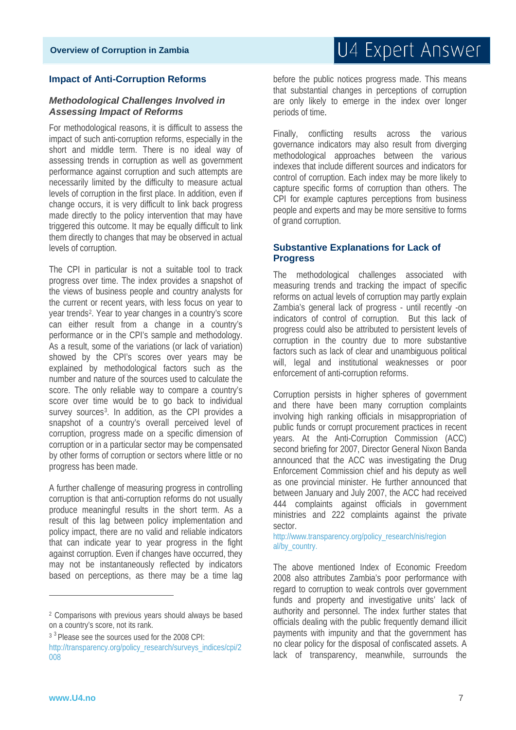## Impact of Anti-Corruption Reforms

### *Methodological Challenges Involved in Assessing Impact of Reforms*

For methodological reasons, it is difficult to assess the impact of such anti-corruption reforms, especially in the short and middle term. There is no ideal way of assessing trends in corruption as well as government performance against corruption and such attempts are necessarily limited by the difficulty to measure actual levels of corruption in the first place. In addition, even if change occurs, it is very difficult to link back progress made directly to the policy intervention that may have triggered this outcome. It may be equally difficult to link them directly to changes that may be observed in actual levels of corruption.

The CPI in particular is not a suitable tool to track progress over time. The index provides a snapshot of the views of business people and country analysts for the current or recent years, with less focus on year to year trends[2]. Year to year changes in a country's score can either result from a change in a country's performance or in the CPI's sample and methodology. As a result, some of the variations (or lack of variation) showed by the CPI's scores over years may be explained by methodological factors such as the number and nature of the sources used to calculate the score. The only reliable way to compare a country's score over time would be to go back to individual survey sources[3]. In addition, as the CPI provides a snapshot of a country's overall perceived level of corruption, progress made on a specific dimension of corruption or in a particular sector may be compensated by other forms of corruption or sectors where little or no progress has been made.

A further challenge of measuring progress in controlling corruption is that anti-corruption reforms do not usually produce meaningful results in the short term. As a result of this lag between policy implementation and policy impact, there are no valid and reliable indicators that can indicate year to year progress in the fight against corruption. Even if changes have occurred, they may not be instantaneously reflected by indicators based on perceptions, as there may be a time lag before the public notices progress made. This means that substantial changes in perceptions of corruption are only likely to emerge in the index over longer periods of time.

Finally, conflicting results across the various governance indicators may also result from diverging methodological approaches between the various indexes that include different sources and indicators for control of corruption. Each index may be more likely to capture specific forms of corruption than others. The CPI for example captures perceptions from business people and experts and may be more sensitive to forms of grand corruption.

### Substantive Explanations for Lack of Progress

The methodological challenges associated with measuring trends and tracking the impact of specific reforms on actual levels of corruption may partly explain Zambia's general lack of progress - until recently -on indicators of control of corruption. But this lack of progress could also be attributed to persistent levels of corruption in the country due to more substantive factors such as lack of clear and unambiguous political will, legal and institutional weaknesses or poor enforcement of anti-corruption reforms.

Corruption persists in higher spheres of government and there have been many corruption complaints involving high ranking officials in misappropriation of public funds or corrupt procurement practices in recent years. At the Anti-Corruption Commission (ACC) second briefing for 2007, Director General Nixon Banda announced that the ACC was investigating the Drug Enforcement Commission chief and his deputy as well as one provincial minister. He further announced that between January and July 2007, the ACC had received 444 complaints against officials in government ministries and 222 complaints against the private sector.
http://www.transparency.org/policy_research/nis/regional/by_country.

The above mentioned Index of Economic Freedom 2008 also attributes Zambia's poor performance with regard to corruption to weak controls over government funds and property and investigative units' lack of authority and personnel. The index further states that officials dealing with the public frequently demand illicit payments with impunity and that the government has no clear policy for the disposal of confiscated assets. A lack of transparency, meanwhile, surrounds the

---

[2] Comparisons with previous years should always be based on a country's score, not its rank.

[3] Please see the sources used for the 2008 CPI: http://transparency.org/policy_research/surveys_indices/cpi/2008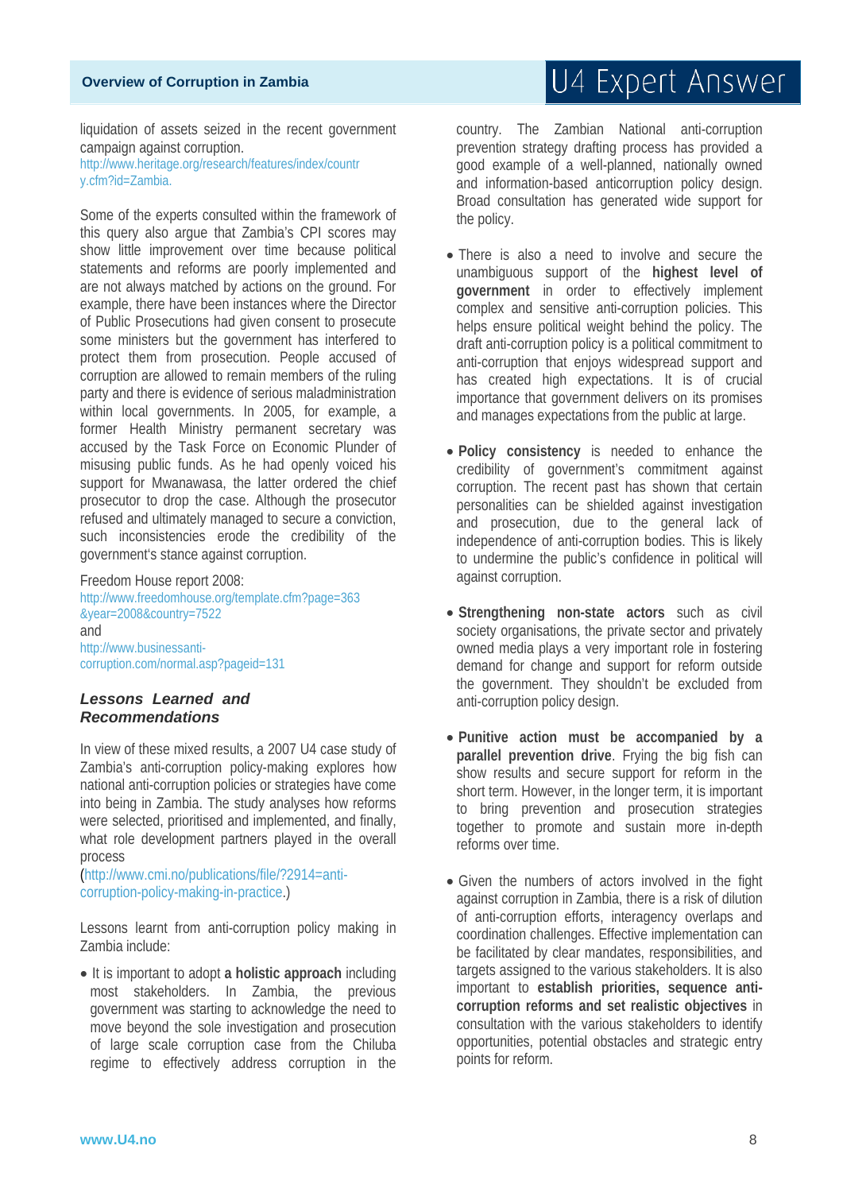liquidation of assets seized in the recent government campaign against corruption.
http://www.heritage.org/research/features/index/country.cfm?id=Zambia.

Some of the experts consulted within the framework of this query also argue that Zambia's CPI scores may show little improvement over time because political statements and reforms are poorly implemented and are not always matched by actions on the ground. For example, there have been instances where the Director of Public Prosecutions had given consent to prosecute some ministers but the government has interfered to protect them from prosecution. People accused of corruption are allowed to remain members of the ruling party and there is evidence of serious maladministration within local governments. In 2005, for example, a former Health Ministry permanent secretary was accused by the Task Force on Economic Plunder of misusing public funds. As he had openly voiced his support for Mwanawasa, the latter ordered the chief prosecutor to drop the case. Although the prosecutor refused and ultimately managed to secure a conviction, such inconsistencies erode the credibility of the government's stance against corruption.

Freedom House report 2008:
http://www.freedomhouse.org/template.cfm?page=363&year=2008&country=7522
and
http://www.businessanti-corruption.com/normal.asp?pageid=131

### *Lessons Learned and Recommendations*

In view of these mixed results, a 2007 U4 case study of Zambia's anti-corruption policy-making explores how national anti-corruption policies or strategies have come into being in Zambia. The study analyses how reforms were selected, prioritised and implemented, and finally, what role development partners played in the overall process
(http://www.cmi.no/publications/file/?2914=anti-corruption-policy-making-in-practice.)

Lessons learnt from anti-corruption policy making in Zambia include:

- It is important to adopt **a holistic approach** including most stakeholders. In Zambia, the previous government was starting to acknowledge the need to move beyond the sole investigation and prosecution of large scale corruption case from the Chiluba regime to effectively address corruption in the country. The Zambian National anti-corruption prevention strategy drafting process has provided a good example of a well-planned, nationally owned and information-based anticorruption policy design. Broad consultation has generated wide support for the policy.

- There is also a need to involve and secure the unambiguous support of the **highest level of government** in order to effectively implement complex and sensitive anti-corruption policies. This helps ensure political weight behind the policy. The draft anti-corruption policy is a political commitment to anti-corruption that enjoys widespread support and has created high expectations. It is of crucial importance that government delivers on its promises and manages expectations from the public at large.

- **Policy consistency** is needed to enhance the credibility of government's commitment against corruption. The recent past has shown that certain personalities can be shielded against investigation and prosecution, due to the general lack of independence of anti-corruption bodies. This is likely to undermine the public's confidence in political will against corruption.

- **Strengthening non-state actors** such as civil society organisations, the private sector and privately owned media plays a very important role in fostering demand for change and support for reform outside the government. They shouldn't be excluded from anti-corruption policy design.

- **Punitive action must be accompanied by a parallel prevention drive**. Frying the big fish can show results and secure support for reform in the short term. However, in the longer term, it is important to bring prevention and prosecution strategies together to promote and sustain more in-depth reforms over time.

- Given the numbers of actors involved in the fight against corruption in Zambia, there is a risk of dilution of anti-corruption efforts, interagency overlaps and coordination challenges. Effective implementation can be facilitated by clear mandates, responsibilities, and targets assigned to the various stakeholders. It is also important to **establish priorities, sequence anti-corruption reforms and set realistic objectives** in consultation with the various stakeholders to identify opportunities, potential obstacles and strategic entry points for reform.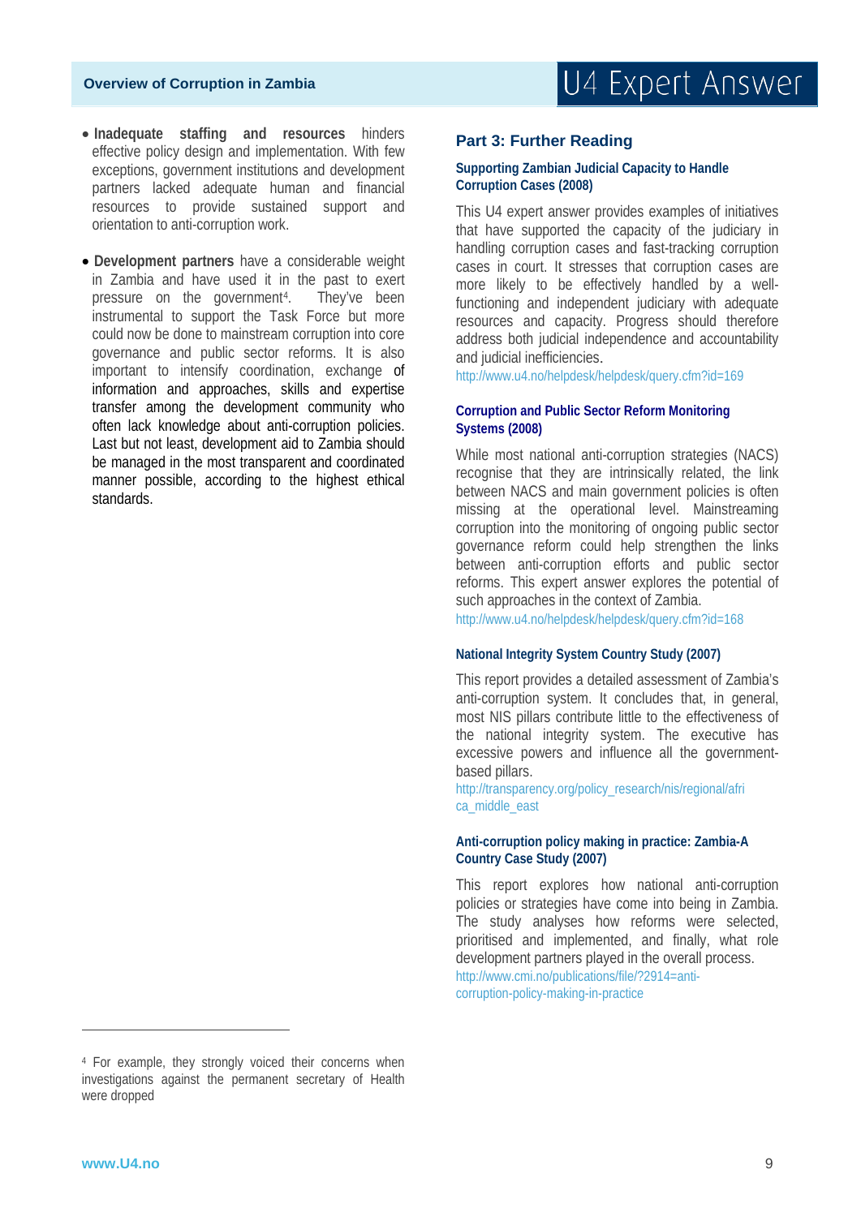- **Inadequate staffing and resources** hinders effective policy design and implementation. With few exceptions, government institutions and development partners lacked adequate human and financial resources to provide sustained support and orientation to anti-corruption work.

- **Development partners** have a considerable weight in Zambia and have used it in the past to exert pressure on the government[4]. They've been instrumental to support the Task Force but more could now be done to mainstream corruption into core governance and public sector reforms. It is also important to intensify coordination, exchange of information and approaches, skills and expertise transfer among the development community who often lack knowledge about anti-corruption policies. Last but not least, development aid to Zambia should be managed in the most transparent and coordinated manner possible, according to the highest ethical standards.

[4] For example, they strongly voiced their concerns when investigations against the permanent secretary of Health were dropped

## Part 3: Further Reading

**Supporting Zambian Judicial Capacity to Handle Corruption Cases (2008)**

This U4 expert answer provides examples of initiatives that have supported the capacity of the judiciary in handling corruption cases and fast-tracking corruption cases in court. It stresses that corruption cases are more likely to be effectively handled by a well-functioning and independent judiciary with adequate resources and capacity. Progress should therefore address both judicial independence and accountability and judicial inefficiencies.
http://www.u4.no/helpdesk/helpdesk/query.cfm?id=169

**Corruption and Public Sector Reform Monitoring Systems (2008)**

While most national anti-corruption strategies (NACS) recognise that they are intrinsically related, the link between NACS and main government policies is often missing at the operational level. Mainstreaming corruption into the monitoring of ongoing public sector governance reform could help strengthen the links between anti-corruption efforts and public sector reforms. This expert answer explores the potential of such approaches in the context of Zambia.
http://www.u4.no/helpdesk/helpdesk/query.cfm?id=168

**National Integrity System Country Study (2007)**

This report provides a detailed assessment of Zambia's anti-corruption system. It concludes that, in general, most NIS pillars contribute little to the effectiveness of the national integrity system. The executive has excessive powers and influence all the government-based pillars.
http://transparency.org/policy_research/nis/regional/africa_middle_east

**Anti-corruption policy making in practice: Zambia-A Country Case Study (2007)**

This report explores how national anti-corruption policies or strategies have come into being in Zambia. The study analyses how reforms were selected, prioritised and implemented, and finally, what role development partners played in the overall process.
http://www.cmi.no/publications/file/?2914=anti-corruption-policy-making-in-practice